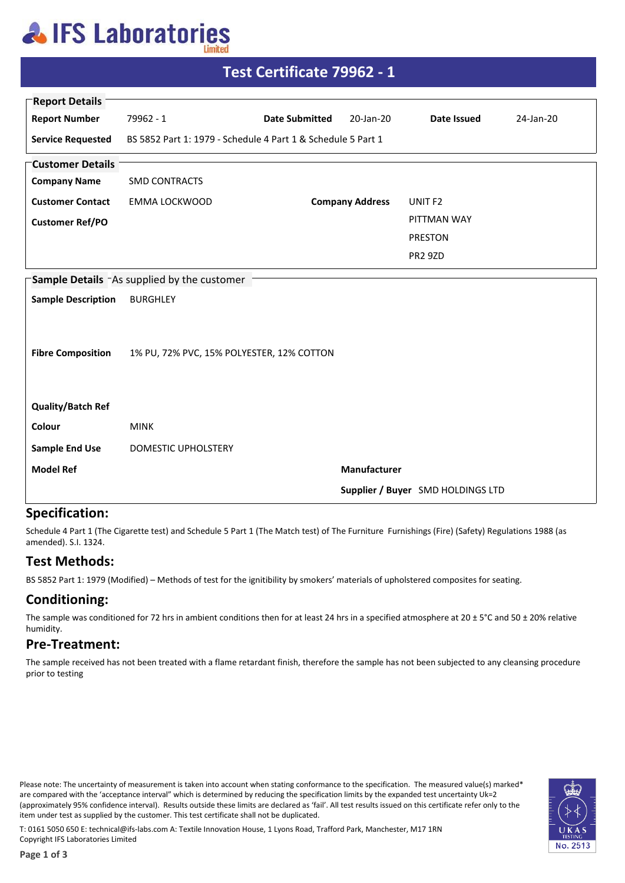# IFS Laboratories Limited

## Test Certificate 79962 - 1

**Report Details**

| **Report Number** | 79962 - 1 | **Date Submitted** | 20-Jan-20 | **Date Issued** | 24-Jan-20 |
|---|---|---|---|---|---|
| **Service Requested** | BS 5852 Part 1: 1979 - Schedule 4 Part 1 & Schedule 5 Part 1 | | | | |

**Customer Details**

| **Company Name** | SMD CONTRACTS | | |
|---|---|---|---|
| **Customer Contact** | EMMA LOCKWOOD | **Company Address** | UNIT F2 |
| **Customer Ref/PO** | | | PITTMAN WAY |
| | | | PRESTON |
| | | | PR2 9ZD |

**Sample Details** - As supplied by the customer

| **Sample Description** | BURGHLEY | | |
|---|---|---|---|
| **Fibre Composition** | 1% PU, 72% PVC, 15% POLYESTER, 12% COTTON | | |
| **Quality/Batch Ref** | | | |
| **Colour** | MINK | | |
| **Sample End Use** | DOMESTIC UPHOLSTERY | | |
| **Model Ref** | | **Manufacturer** | |
| | | **Supplier / Buyer** | SMD HOLDINGS LTD |

## Specification:

Schedule 4 Part 1 (The Cigarette test) and Schedule 5 Part 1 (The Match test) of The Furniture Furnishings (Fire) (Safety) Regulations 1988 (as amended). S.I. 1324.

## Test Methods:

BS 5852 Part 1: 1979 (Modified) – Methods of test for the ignitibility by smokers' materials of upholstered composites for seating.

## Conditioning:

The sample was conditioned for 72 hrs in ambient conditions then for at least 24 hrs in a specified atmosphere at 20 ± 5°C and 50 ± 20% relative humidity.

## Pre-Treatment:

The sample received has not been treated with a flame retardant finish, therefore the sample has not been subjected to any cleansing procedure prior to testing

Please note: The uncertainty of measurement is taken into account when stating conformance to the specification. The measured value(s) marked* are compared with the 'acceptance interval" which is determined by reducing the specification limits by the expanded test uncertainty Uk=2 (approximately 95% confidence interval). Results outside these limits are declared as 'fail'. All test results issued on this certificate refer only to the item under test as supplied by the customer. This test certificate shall not be duplicated.

T: 0161 5050 650 E: technical@ifs-labs.com A: Textile Innovation House, 1 Lyons Road, Trafford Park, Manchester, M17 1RN
Copyright IFS Laboratories Limited

UKAS TESTING No. 2513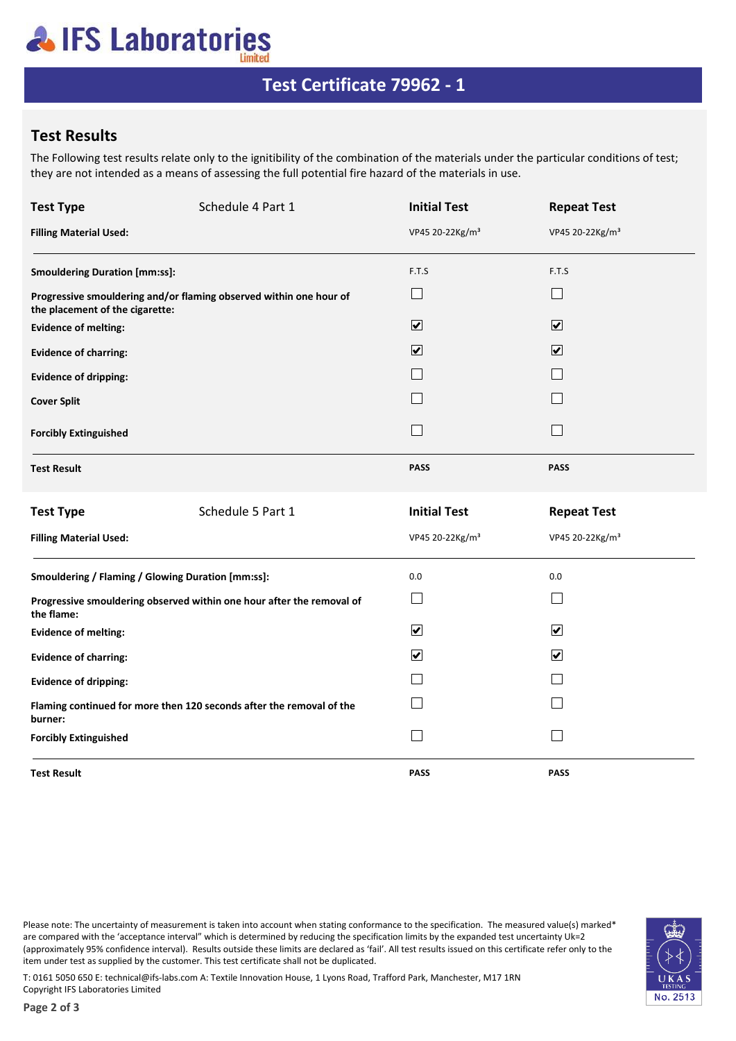# Test Certificate 79962 - 1

## Test Results

The Following test results relate only to the ignitibility of the combination of the materials under the particular conditions of test; they are not intended as a means of assessing the full potential fire hazard of the materials in use.

| **Test Type** Schedule 4 Part 1 | **Initial Test** | **Repeat Test** |
|---|---|---|
| **Filling Material Used:** | VP45 20-22Kg/m³ | VP45 20-22Kg/m³ |
| **Smouldering Duration [mm:ss]:** | F.T.S | F.T.S |
| **Progressive smouldering and/or flaming observed within one hour of the placement of the cigarette:** | ☐ | ☐ |
| **Evidence of melting:** | ☑ | ☑ |
| **Evidence of charring:** | ☑ | ☑ |
| **Evidence of dripping:** | ☐ | ☐ |
| **Cover Split** | ☐ | ☐ |
| **Forcibly Extinguished** | ☐ | ☐ |
| **Test Result** | **PASS** | **PASS** |

| **Test Type** Schedule 5 Part 1 | **Initial Test** | **Repeat Test** |
|---|---|---|
| **Filling Material Used:** | VP45 20-22Kg/m³ | VP45 20-22Kg/m³ |
| **Smouldering / Flaming / Glowing Duration [mm:ss]:** | 0.0 | 0.0 |
| **Progressive smouldering observed within one hour after the removal of the flame:** | ☐ | ☐ |
| **Evidence of melting:** | ☑ | ☑ |
| **Evidence of charring:** | ☑ | ☑ |
| **Evidence of dripping:** | ☐ | ☐ |
| **Flaming continued for more then 120 seconds after the removal of the burner:** | ☐ | ☐ |
| **Forcibly Extinguished** | ☐ | ☐ |
| **Test Result** | **PASS** | **PASS** |

Please note: The uncertainty of measurement is taken into account when stating conformance to the specification. The measured value(s) marked* are compared with the 'acceptance interval" which is determined by reducing the specification limits by the expanded test uncertainty Uk=2 (approximately 95% confidence interval). Results outside these limits are declared as 'fail'. All test results issued on this certificate refer only to the item under test as supplied by the customer. This test certificate shall not be duplicated.

T: 0161 5050 650 E: technical@ifs-labs.com A: Textile Innovation House, 1 Lyons Road, Trafford Park, Manchester, M17 1RN
Copyright IFS Laboratories Limited

UKAS TESTING No. 2513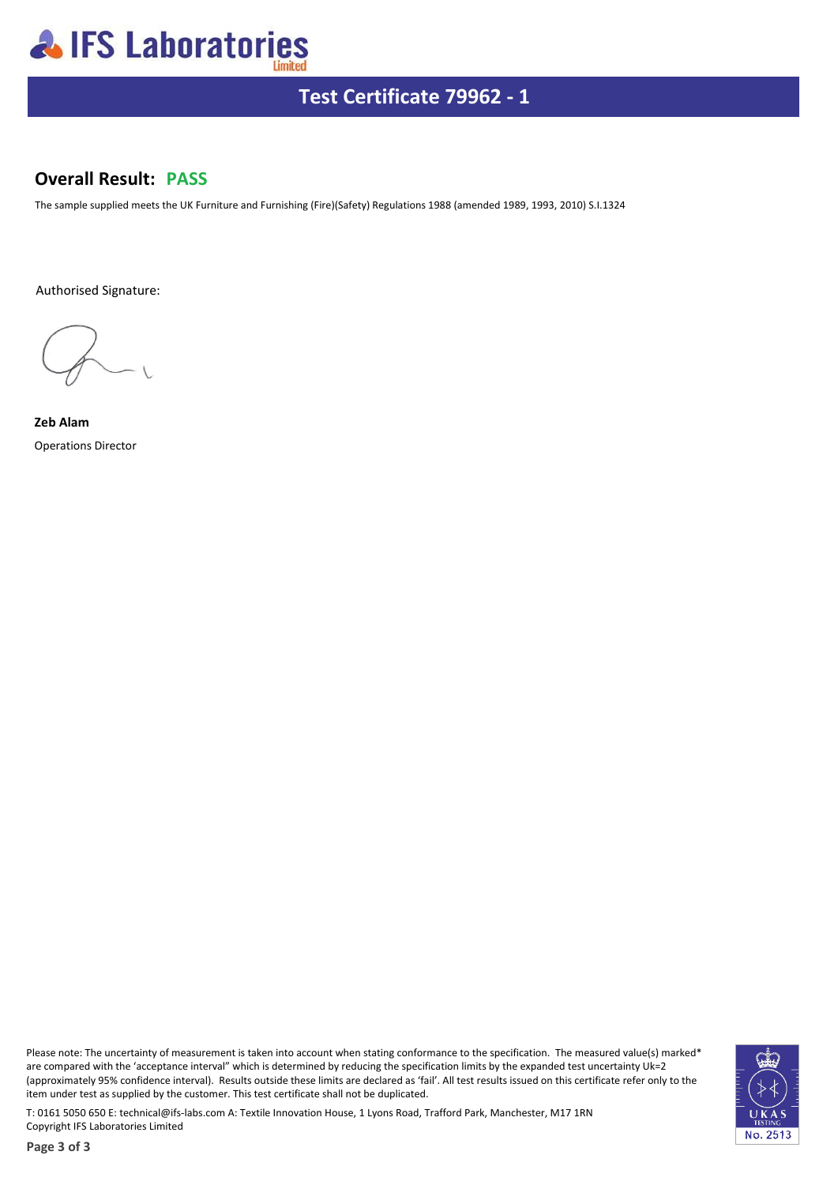# Test Certificate 79962 - 1

## Overall Result: PASS

The sample supplied meets the UK Furniture and Furnishing (Fire)(Safety) Regulations 1988 (amended 1989, 1993, 2010) S.I.1324

Authorised Signature:

**Zeb Alam**

Operations Director

Please note: The uncertainty of measurement is taken into account when stating conformance to the specification. The measured value(s) marked* are compared with the 'acceptance interval" which is determined by reducing the specification limits by the expanded test uncertainty Uk=2 (approximately 95% confidence interval). Results outside these limits are declared as 'fail'. All test results issued on this certificate refer only to the item under test as supplied by the customer. This test certificate shall not be duplicated.

T: 0161 5050 650 E: technical@ifs-labs.com A: Textile Innovation House, 1 Lyons Road, Trafford Park, Manchester, M17 1RN

Copyright IFS Laboratories Limited

UKAS TESTING No. 2513